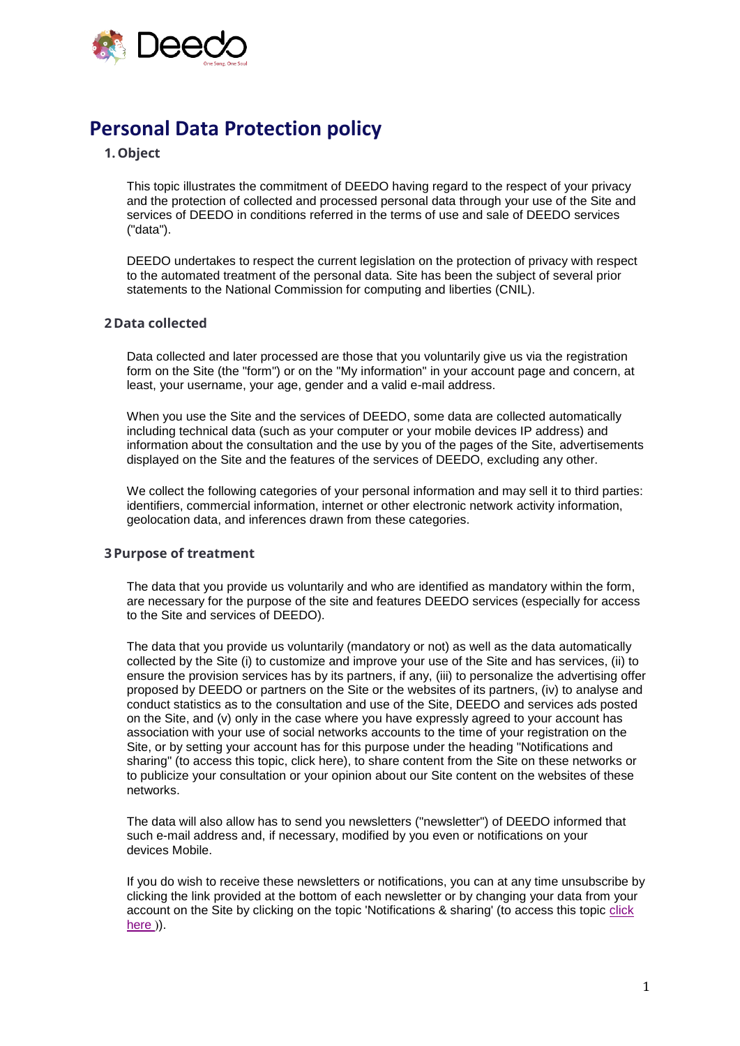# Personal Data Protection policy

## 1. Object

This topic illustrates the commitment of DEEDO having regard to the respect of your privacy and the protection of collected and processed personal data through your use of the Site and services of DEEDO in conditions referred in the terms of use and sale of DEEDO services ("data").

DEEDO undertakes to respect the current legislation on the protection of privacy with respect to the automated treatment of the personal data. Site has been the subject of several prior statements to the National Commission for computing and liberties (CNIL).

## 2 Data collected

Data collected and later processed are those that you voluntarily give us via the registration form on the Site (the "form") or on the "My information" in your account page and concern, at least, your username, your age, gender and a valid e-mail address.

When you use the Site and the services of DEEDO, some data are collected automatically including technical data (such as your computer or your mobile devices IP address) and information about the consultation and the use by you of the pages of the Site, advertisements displayed on the Site and the features of the services of DEEDO, excluding any other.

We collect the following categories of your personal information and may sell it to third parties: identifiers, commercial information, internet or other electronic network activity information, geolocation data, and inferences drawn from these categories.

## 3 Purpose of treatment

The data that you provide us voluntarily and who are identified as mandatory within the form, are necessary for the purpose of the site and features DEEDO services (especially for access to the Site and services of DEEDO).

The data that you provide us voluntarily (mandatory or not) as well as the data automatically collected by the Site (i) to customize and improve your use of the Site and has services, (ii) to ensure the provision services has by its partners, if any, (iii) to personalize the advertising offer proposed by DEEDO or partners on the Site or the websites of its partners, (iv) to analyse and conduct statistics as to the consultation and use of the Site, DEEDO and services ads posted on the Site, and (v) only in the case where you have expressly agreed to your account has association with your use of social networks accounts to the time of your registration on the Site, or by setting your account has for this purpose under the heading "Notifications and sharing" (to access this topic, click here), to share content from the Site on these networks or to publicize your consultation or your opinion about our Site content on the websites of these networks.

The data will also allow has to send you newsletters ("newsletter") of DEEDO informed that such e-mail address and, if necessary, modified by you even or notifications on your devices Mobile.

If you do wish to receive these newsletters or notifications, you can at any time unsubscribe by clicking the link provided at the bottom of each newsletter or by changing your data from your account on the Site by clicking on the topic 'Notifications & sharing' (to access this topic click here )).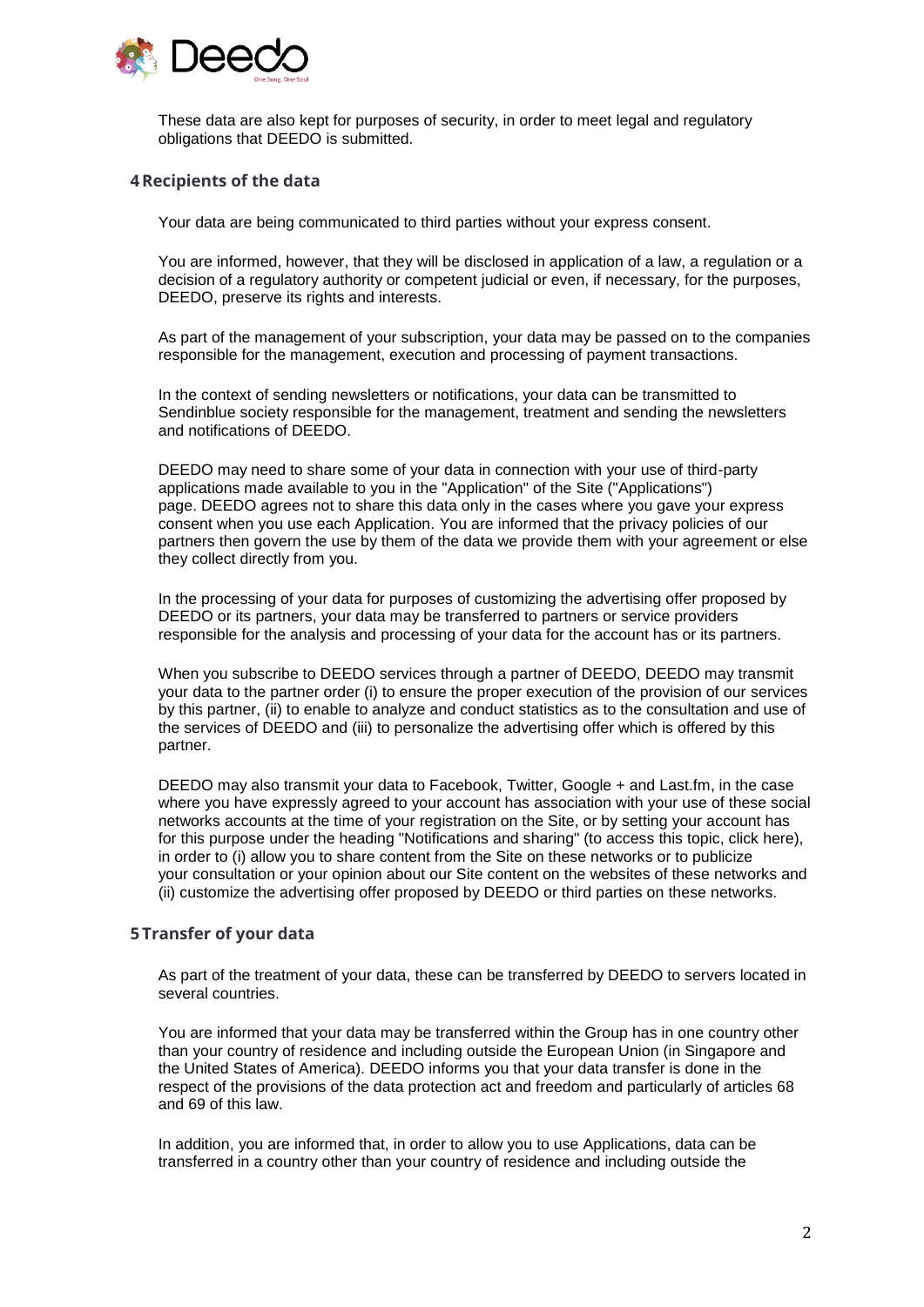These data are also kept for purposes of security, in order to meet legal and regulatory obligations that DEEDO is submitted.

## 4 Recipients of the data

Your data are being communicated to third parties without your express consent.

You are informed, however, that they will be disclosed in application of a law, a regulation or a decision of a regulatory authority or competent judicial or even, if necessary, for the purposes, DEEDO, preserve its rights and interests.

As part of the management of your subscription, your data may be passed on to the companies responsible for the management, execution and processing of payment transactions.

In the context of sending newsletters or notifications, your data can be transmitted to Sendinblue society responsible for the management, treatment and sending the newsletters and notifications of DEEDO.

DEEDO may need to share some of your data in connection with your use of third-party applications made available to you in the "Application" of the Site ("Applications") page. DEEDO agrees not to share this data only in the cases where you gave your express consent when you use each Application. You are informed that the privacy policies of our partners then govern the use by them of the data we provide them with your agreement or else they collect directly from you.

In the processing of your data for purposes of customizing the advertising offer proposed by DEEDO or its partners, your data may be transferred to partners or service providers responsible for the analysis and processing of your data for the account has or its partners.

When you subscribe to DEEDO services through a partner of DEEDO, DEEDO may transmit your data to the partner order (i) to ensure the proper execution of the provision of our services by this partner, (ii) to enable to analyze and conduct statistics as to the consultation and use of the services of DEEDO and (iii) to personalize the advertising offer which is offered by this partner.

DEEDO may also transmit your data to Facebook, Twitter, Google + and Last.fm, in the case where you have expressly agreed to your account has association with your use of these social networks accounts at the time of your registration on the Site, or by setting your account has for this purpose under the heading "Notifications and sharing" (to access this topic, click here), in order to (i) allow you to share content from the Site on these networks or to publicize your consultation or your opinion about our Site content on the websites of these networks and (ii) customize the advertising offer proposed by DEEDO or third parties on these networks.

## 5 Transfer of your data

As part of the treatment of your data, these can be transferred by DEEDO to servers located in several countries.

You are informed that your data may be transferred within the Group has in one country other than your country of residence and including outside the European Union (in Singapore and the United States of America). DEEDO informs you that your data transfer is done in the respect of the provisions of the data protection act and freedom and particularly of articles 68 and 69 of this law.

In addition, you are informed that, in order to allow you to use Applications, data can be transferred in a country other than your country of residence and including outside the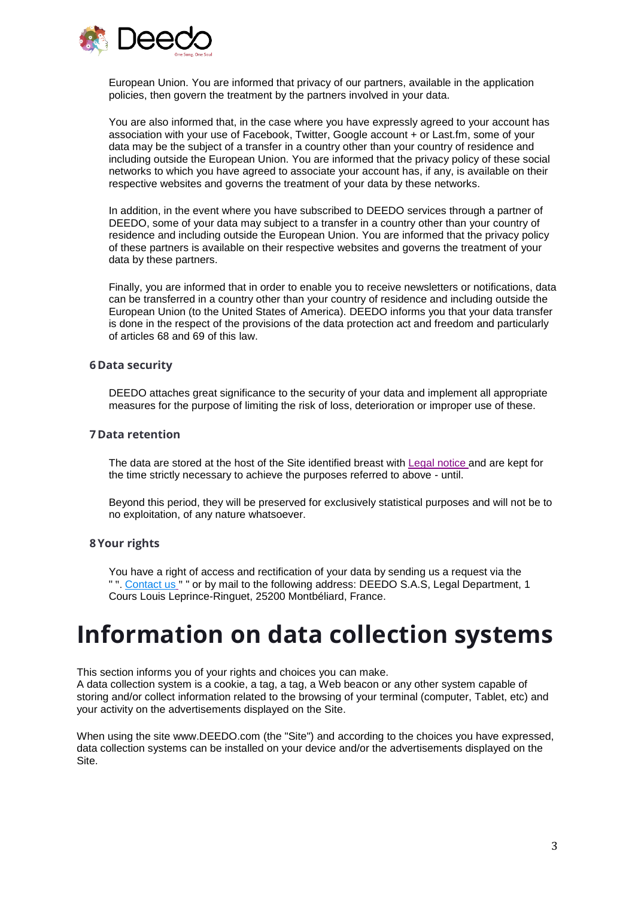European Union. You are informed that privacy of our partners, available in the application policies, then govern the treatment by the partners involved in your data.

You are also informed that, in the case where you have expressly agreed to your account has association with your use of Facebook, Twitter, Google account + or Last.fm, some of your data may be the subject of a transfer in a country other than your country of residence and including outside the European Union. You are informed that the privacy policy of these social networks to which you have agreed to associate your account has, if any, is available on their respective websites and governs the treatment of your data by these networks.

In addition, in the event where you have subscribed to DEEDO services through a partner of DEEDO, some of your data may subject to a transfer in a country other than your country of residence and including outside the European Union. You are informed that the privacy policy of these partners is available on their respective websites and governs the treatment of your data by these partners.

Finally, you are informed that in order to enable you to receive newsletters or notifications, data can be transferred in a country other than your country of residence and including outside the European Union (to the United States of America). DEEDO informs you that your data transfer is done in the respect of the provisions of the data protection act and freedom and particularly of articles 68 and 69 of this law.

### 6 Data security

DEEDO attaches great significance to the security of your data and implement all appropriate measures for the purpose of limiting the risk of loss, deterioration or improper use of these.

### 7 Data retention

The data are stored at the host of the Site identified breast with Legal notice and are kept for the time strictly necessary to achieve the purposes referred to above - until.

Beyond this period, they will be preserved for exclusively statistical purposes and will not be to no exploitation, of any nature whatsoever.

### 8 Your rights

You have a right of access and rectification of your data by sending us a request via the " ". Contact us " " or by mail to the following address: DEEDO S.A.S, Legal Department, 1 Cours Louis Leprince-Ringuet, 25200 Montbéliard, France.

# Information on data collection systems

This section informs you of your rights and choices you can make.
A data collection system is a cookie, a tag, a tag, a Web beacon or any other system capable of storing and/or collect information related to the browsing of your terminal (computer, Tablet, etc) and your activity on the advertisements displayed on the Site.

When using the site www.DEEDO.com (the "Site") and according to the choices you have expressed, data collection systems can be installed on your device and/or the advertisements displayed on the Site.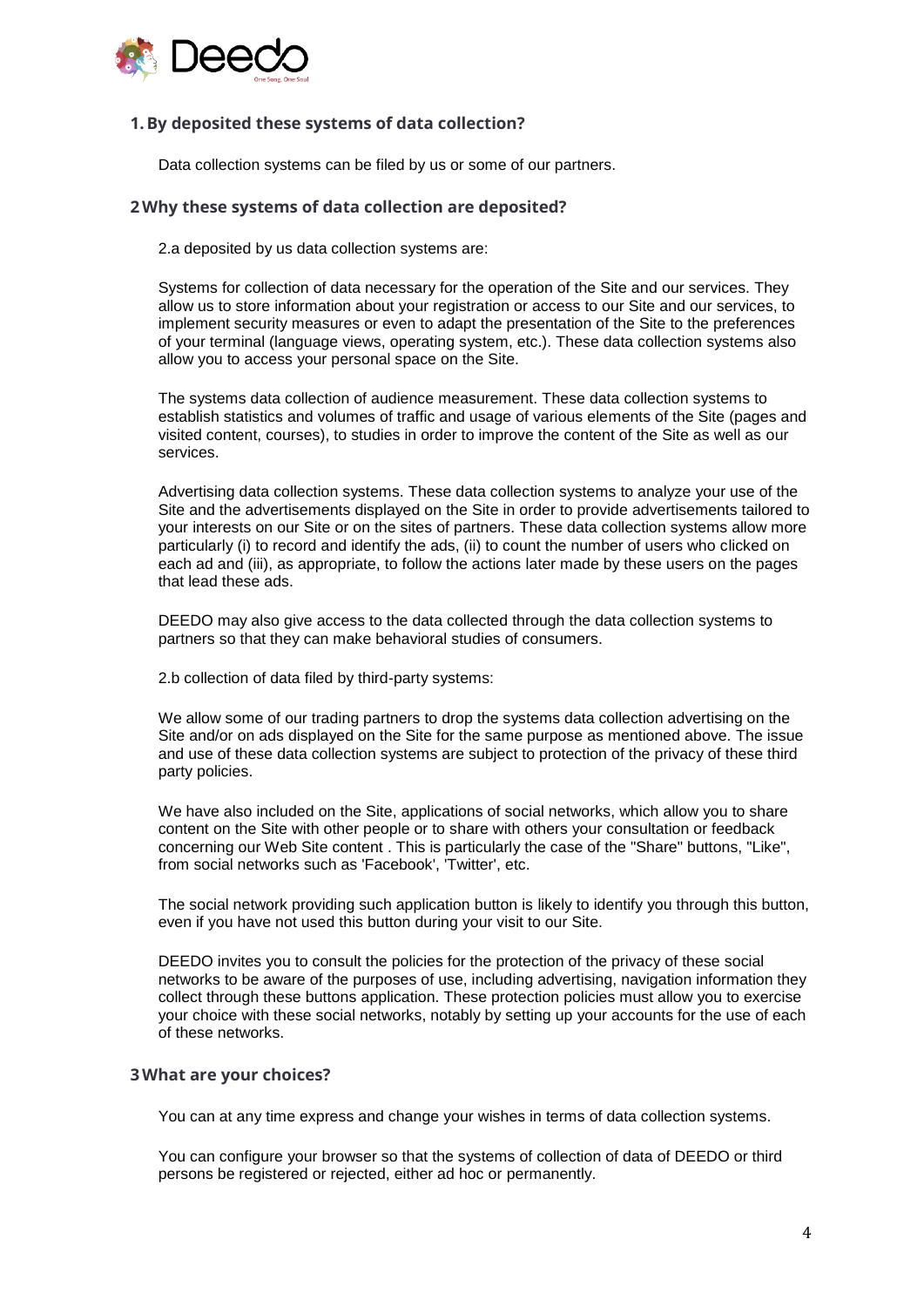## 1. By deposited these systems of data collection?

Data collection systems can be filed by us or some of our partners.

## 2 Why these systems of data collection are deposited?

2.a deposited by us data collection systems are:

Systems for collection of data necessary for the operation of the Site and our services. They allow us to store information about your registration or access to our Site and our services, to implement security measures or even to adapt the presentation of the Site to the preferences of your terminal (language views, operating system, etc.). These data collection systems also allow you to access your personal space on the Site.

The systems data collection of audience measurement. These data collection systems to establish statistics and volumes of traffic and usage of various elements of the Site (pages and visited content, courses), to studies in order to improve the content of the Site as well as our services.

Advertising data collection systems. These data collection systems to analyze your use of the Site and the advertisements displayed on the Site in order to provide advertisements tailored to your interests on our Site or on the sites of partners. These data collection systems allow more particularly (i) to record and identify the ads, (ii) to count the number of users who clicked on each ad and (iii), as appropriate, to follow the actions later made by these users on the pages that lead these ads.

DEEDO may also give access to the data collected through the data collection systems to partners so that they can make behavioral studies of consumers.

2.b collection of data filed by third-party systems:

We allow some of our trading partners to drop the systems data collection advertising on the Site and/or on ads displayed on the Site for the same purpose as mentioned above. The issue and use of these data collection systems are subject to protection of the privacy of these third party policies.

We have also included on the Site, applications of social networks, which allow you to share content on the Site with other people or to share with others your consultation or feedback concerning our Web Site content . This is particularly the case of the "Share" buttons, "Like", from social networks such as 'Facebook', 'Twitter', etc.

The social network providing such application button is likely to identify you through this button, even if you have not used this button during your visit to our Site.

DEEDO invites you to consult the policies for the protection of the privacy of these social networks to be aware of the purposes of use, including advertising, navigation information they collect through these buttons application. These protection policies must allow you to exercise your choice with these social networks, notably by setting up your accounts for the use of each of these networks.

## 3 What are your choices?

You can at any time express and change your wishes in terms of data collection systems.

You can configure your browser so that the systems of collection of data of DEEDO or third persons be registered or rejected, either ad hoc or permanently.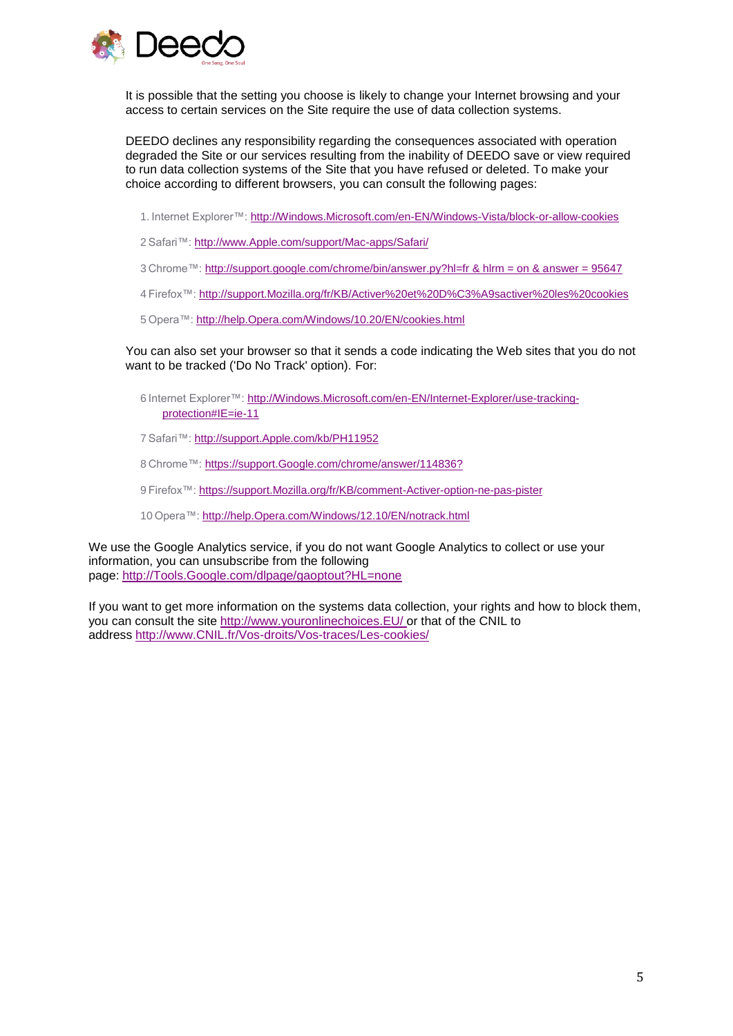It is possible that the setting you choose is likely to change your Internet browsing and your access to certain services on the Site require the use of data collection systems.

DEEDO declines any responsibility regarding the consequences associated with operation degraded the Site or our services resulting from the inability of DEEDO save or view required to run data collection systems of the Site that you have refused or deleted. To make your choice according to different browsers, you can consult the following pages:

1. Internet Explorer™: http://Windows.Microsoft.com/en-EN/Windows-Vista/block-or-allow-cookies
2. Safari™: http://www.Apple.com/support/Mac-apps/Safari/
3. Chrome™: http://support.google.com/chrome/bin/answer.py?hl=fr & hlrm = on & answer = 95647
4. Firefox™: http://support.Mozilla.org/fr/KB/Activer%20et%20D%C3%A9sactiver%20les%20cookies
5. Opera™: http://help.Opera.com/Windows/10.20/EN/cookies.html

You can also set your browser so that it sends a code indicating the Web sites that you do not want to be tracked ('Do No Track' option). For:

6. Internet Explorer™: http://Windows.Microsoft.com/en-EN/Internet-Explorer/use-tracking-protection#IE=ie-11
7. Safari™: http://support.Apple.com/kb/PH11952
8. Chrome™: https://support.Google.com/chrome/answer/114836?
9. Firefox™: https://support.Mozilla.org/fr/KB/comment-Activer-option-ne-pas-pister
10. Opera™: http://help.Opera.com/Windows/12.10/EN/notrack.html

We use the Google Analytics service, if you do not want Google Analytics to collect or use your information, you can unsubscribe from the following page: http://Tools.Google.com/dlpage/gaoptout?HL=none

If you want to get more information on the systems data collection, your rights and how to block them, you can consult the site http://www.youronlinechoices.EU/ or that of the CNIL to address http://www.CNIL.fr/Vos-droits/Vos-traces/Les-cookies/